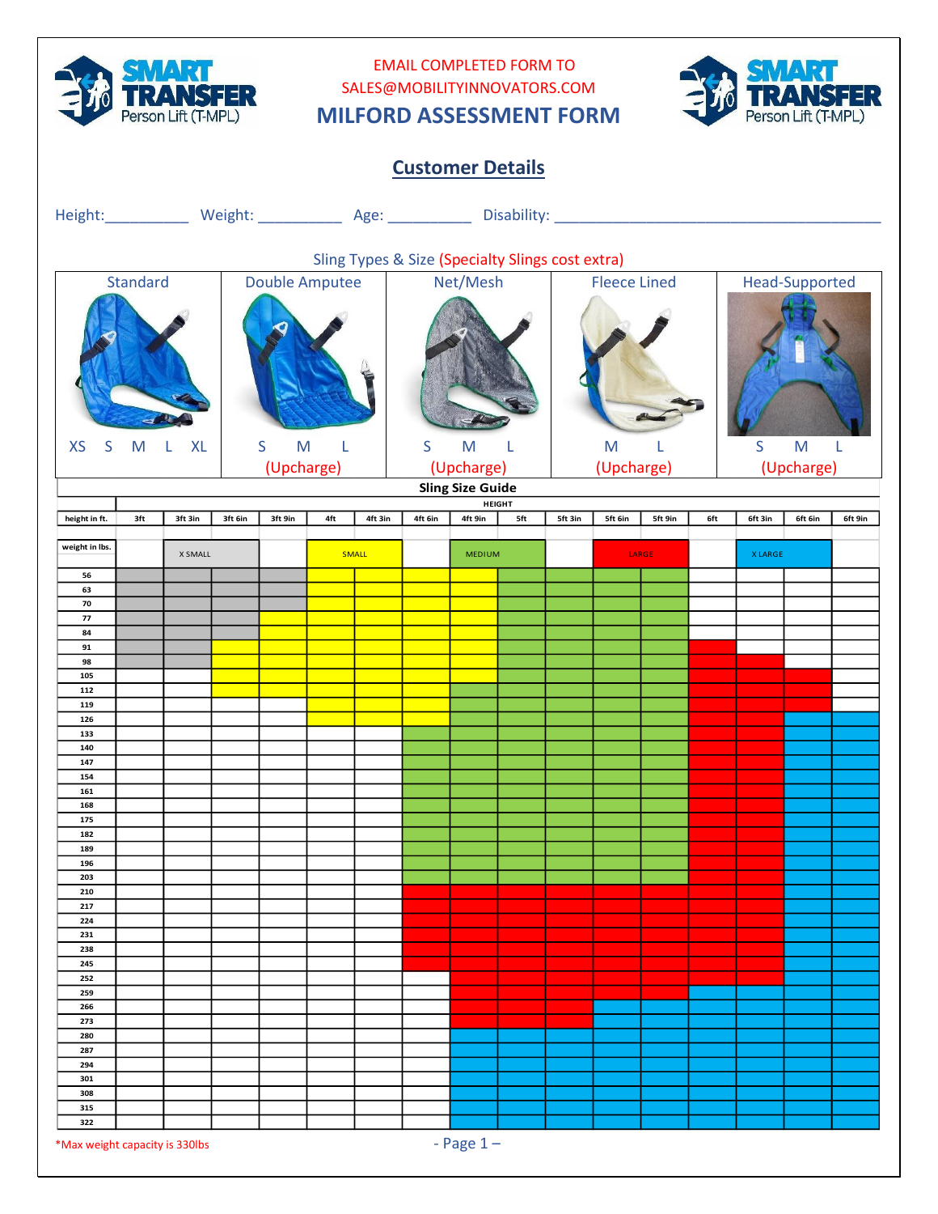EMAIL COMPLETED FORM TO SALES@MOBILITYINNOVATORS.COM

# MILFORD ASSESSMENT FORM

## Customer Details

Height:__________ Weight: __________ Age: __________ Disability: ________________________________________

### Sling Types & Size (Specialty Slings cost extra)

| Standard | Double Amputee | Net/Mesh | Fleece Lined | Head-Supported |
|---|---|---|---|---|
| XS S M L XL | S M L (Upcharge) | S M L (Upcharge) | M L (Upcharge) | S M L (Upcharge) |

### Sling Size Guide

| HEIGHT | | | | | | | | | | | | | | | | |
|---|---|---|---|---|---|---|---|---|---|---|---|---|---|---|---|---|
| **height in ft.** | 3ft | 3ft 3in | 3ft 6in | 3ft 9in | 4ft | 4ft 3in | 4ft 6in | 4ft 9in | 5ft | 5ft 3in | 5ft 6in | 5ft 9in | 6ft | 6ft 3in | 6ft 6in | 6ft 9in |
| **weight in lbs.** | | X SMALL | | | SMALL | | | MEDIUM | | | LARGE | | | X LARGE | | |
| 56 | XS | XS | XS | XS | S | S | S | S | M | M | M | M | | | | |
| 63 | XS | XS | XS | XS | S | S | S | S | M | M | M | M | | | | |
| 70 | XS | XS | XS | XS | S | S | S | S | M | M | M | M | | | | |
| 77 | XS | XS | XS | S | S | S | S | S | M | M | M | M | | | | |
| 84 | XS | XS | XS | S | S | S | S | S | M | M | M | M | | | | |
| 91 | XS | XS | S | S | S | S | S | S | M | M | M | M | L | | | |
| 98 | XS | XS | S | S | S | S | S | S | M | M | M | M | L | L | | |
| 105 | | | S | S | S | S | S | S | M | M | M | M | L | L | L | |
| 112 | | | S | S | S | S | S | M | M | M | M | M | L | L | L | |
| 119 | | | | | S | S | S | M | M | M | M | M | L | L | L | |
| 126 | | | | | S | S | S | M | M | M | M | M | L | L | XL | XL |
| 133 | | | | | | | M | M | M | M | M | M | L | L | XL | XL |
| 140 | | | | | | | M | M | M | M | M | M | L | L | XL | XL |
| 147 | | | | | | | M | M | M | M | M | M | L | L | XL | XL |
| 154 | | | | | | | M | M | M | M | M | M | L | L | XL | XL |
| 161 | | | | | | | M | M | M | M | M | M | L | L | XL | XL |
| 168 | | | | | | | M | M | M | M | M | M | L | L | XL | XL |
| 175 | | | | | | | M | M | M | M | M | M | L | L | XL | XL |
| 182 | | | | | | | M | M | M | M | M | M | L | L | XL | XL |
| 189 | | | | | | | M | M | M | M | M | M | L | L | XL | XL |
| 196 | | | | | | | M | M | M | M | M | M | L | L | XL | XL |
| 203 | | | | | | | M | M | M | M | M | M | L | L | XL | XL |
| 210 | | | | | | | L | L | L | L | L | L | L | L | XL | XL |
| 217 | | | | | | | L | L | L | L | L | L | L | L | XL | XL |
| 224 | | | | | | | L | L | L | L | L | L | L | L | XL | XL |
| 231 | | | | | | | L | L | L | L | L | L | L | L | XL | XL |
| 238 | | | | | | | L | L | L | L | L | L | L | L | XL | XL |
| 245 | | | | | | | L | L | L | L | L | L | L | L | XL | XL |
| 252 | | | | | | | | L | L | L | L | L | L | L | XL | XL |
| 259 | | | | | | | | L | L | L | L | L | XL | XL | XL | XL |
| 266 | | | | | | | | L | L | L | XL | XL | XL | XL | XL | XL |
| 273 | | | | | | | | L | L | L | XL | XL | XL | XL | XL | XL |
| 280 | | | | | | | | XL | XL | XL | XL | XL | XL | XL | XL | XL |
| 287 | | | | | | | | XL | XL | XL | XL | XL | XL | XL | XL | XL |
| 294 | | | | | | | | XL | XL | XL | XL | XL | XL | XL | XL | XL |
| 301 | | | | | | | | XL | XL | XL | XL | XL | XL | XL | XL | XL |
| 308 | | | | | | | | XL | XL | XL | XL | XL | XL | XL | XL | XL |
| 315 | | | | | | | | XL | XL | XL | XL | XL | XL | XL | XL | XL |
| 322 | | | | | | | | XL | XL | XL | XL | XL | XL | XL | XL | XL |

*Max weight capacity is 330lbs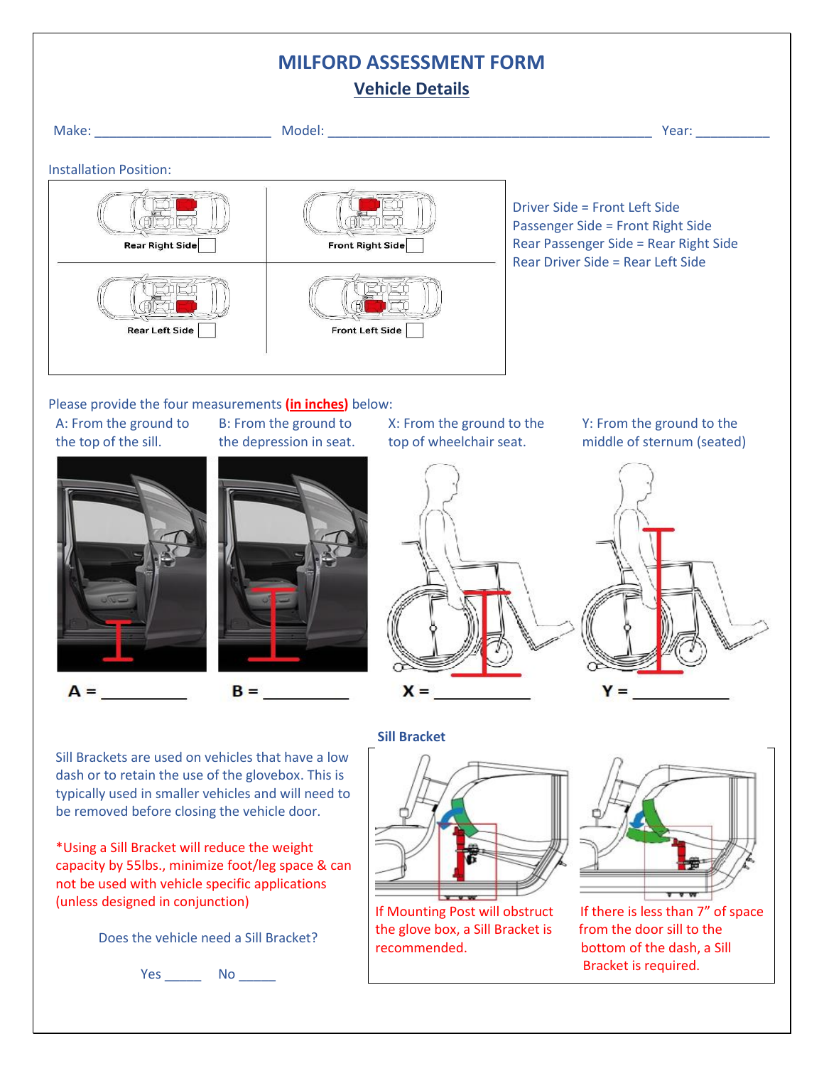# MILFORD ASSESSMENT FORM

## Vehicle Details

Make: ________________________ Model: ____________________________________________ Year: __________

Installation Position:

| | |
|---|---|
| Rear Right Side ☐ | Front Right Side ☐ |
| Rear Left Side ☐ | Front Left Side ☐ |

Driver Side = Front Left Side
Passenger Side = Front Right Side
Rear Passenger Side = Rear Right Side
Rear Driver Side = Rear Left Side

Please provide the four measurements **(in inches)** below:

A: From the ground to the top of the sill.

B: From the ground to the depression in seat.

X: From the ground to the top of wheelchair seat.

Y: From the ground to the middle of sternum (seated)

**A =** __________ **B =** __________ **X =** ___________ **Y =** ___________

**Sill Bracket**

Sill Brackets are used on vehicles that have a low dash or to retain the use of the glovebox. This is typically used in smaller vehicles and will need to be removed before closing the vehicle door.

*Using a Sill Bracket will reduce the weight capacity by 55lbs., minimize foot/leg space & can not be used with vehicle specific applications (unless designed in conjunction)

Does the vehicle need a Sill Bracket?

Yes _____ No _____

If Mounting Post will obstruct the glove box, a Sill Bracket is recommended.

If there is less than 7” of space from the door sill to the bottom of the dash, a Sill Bracket is required.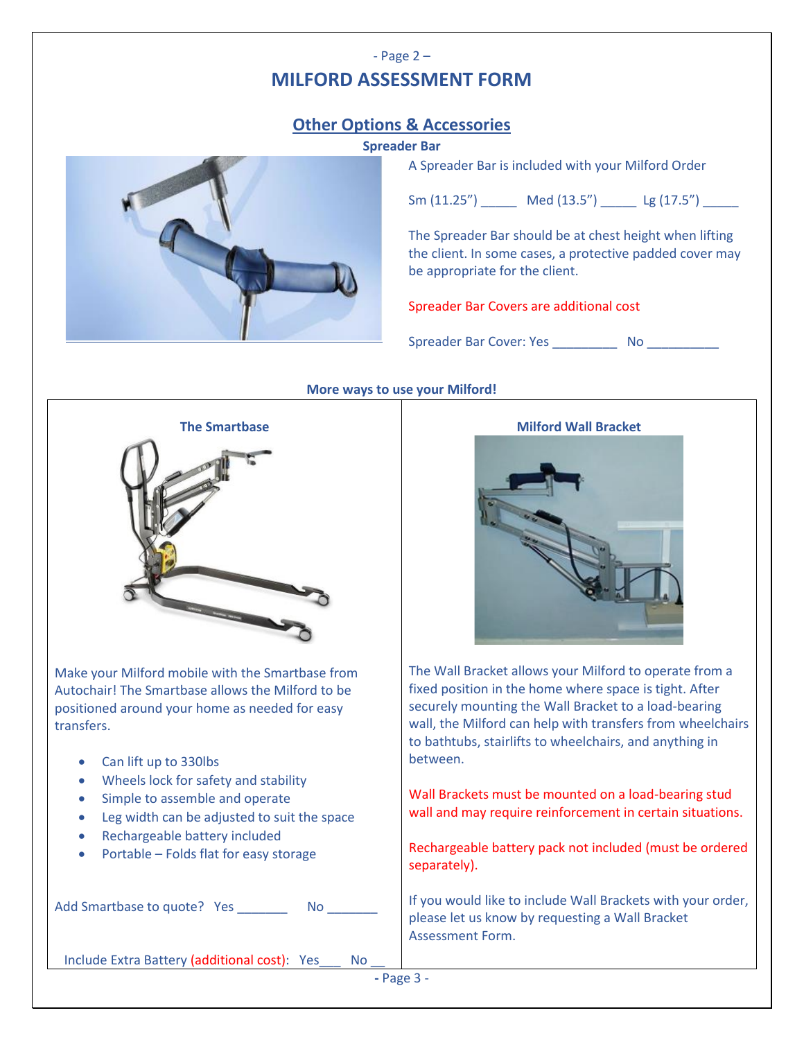# MILFORD ASSESSMENT FORM

## Other Options & Accessories

### Spreader Bar

A Spreader Bar is included with your Milford Order

Sm (11.25") _____ Med (13.5") _____ Lg (17.5") _____

The Spreader Bar should be at chest height when lifting the client. In some cases, a protective padded cover may be appropriate for the client.

Spreader Bar Covers are additional cost

Spreader Bar Cover: Yes _________ No __________

**More ways to use your Milford!**

### The Smartbase

Make your Milford mobile with the Smartbase from Autochair! The Smartbase allows the Milford to be positioned around your home as needed for easy transfers.

- Can lift up to 330lbs
- Wheels lock for safety and stability
- Simple to assemble and operate
- Leg width can be adjusted to suit the space
- Rechargeable battery included
- Portable – Folds flat for easy storage

Add Smartbase to quote? Yes _______ No _______

Include Extra Battery (additional cost): Yes___ No __

### Milford Wall Bracket

The Wall Bracket allows your Milford to operate from a fixed position in the home where space is tight. After securely mounting the Wall Bracket to a load-bearing wall, the Milford can help with transfers from wheelchairs to bathtubs, stairlifts to wheelchairs, and anything in between.

Wall Brackets must be mounted on a load-bearing stud wall and may require reinforcement in certain situations.

Rechargeable battery pack not included (must be ordered separately).

If you would like to include Wall Brackets with your order, please let us know by requesting a Wall Bracket Assessment Form.